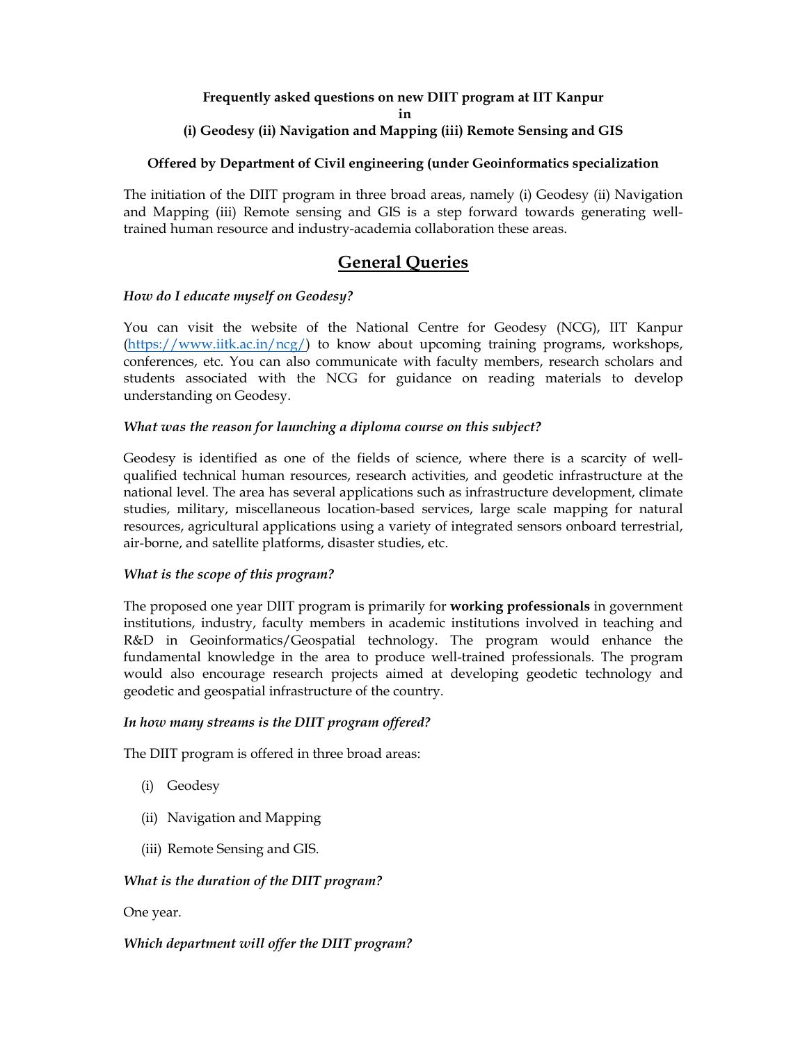**Frequently asked questions on new DIIT program at IIT Kanpur**

**in**

**(i) Geodesy (ii) Navigation and Mapping (iii) Remote Sensing and GIS**

**Offered by Department of Civil engineering (under Geoinformatics specialization**

The initiation of the DIIT program in three broad areas, namely (i) Geodesy (ii) Navigation and Mapping (iii) Remote sensing and GIS is a step forward towards generating well-trained human resource and industry-academia collaboration these areas.

## General Queries

*How do I educate myself on Geodesy?*

You can visit the website of the National Centre for Geodesy (NCG), IIT Kanpur (https://www.iitk.ac.in/ncg/) to know about upcoming training programs, workshops, conferences, etc. You can also communicate with faculty members, research scholars and students associated with the NCG for guidance on reading materials to develop understanding on Geodesy.

*What was the reason for launching a diploma course on this subject?*

Geodesy is identified as one of the fields of science, where there is a scarcity of well-qualified technical human resources, research activities, and geodetic infrastructure at the national level. The area has several applications such as infrastructure development, climate studies, military, miscellaneous location-based services, large scale mapping for natural resources, agricultural applications using a variety of integrated sensors onboard terrestrial, air-borne, and satellite platforms, disaster studies, etc.

*What is the scope of this program?*

The proposed one year DIIT program is primarily for **working professionals** in government institutions, industry, faculty members in academic institutions involved in teaching and R&D in Geoinformatics/Geospatial technology. The program would enhance the fundamental knowledge in the area to produce well-trained professionals. The program would also encourage research projects aimed at developing geodetic technology and geodetic and geospatial infrastructure of the country.

*In how many streams is the DIIT program offered?*

The DIIT program is offered in three broad areas:

(i) Geodesy

(ii) Navigation and Mapping

(iii) Remote Sensing and GIS.

*What is the duration of the DIIT program?*

One year.

*Which department will offer the DIIT program?*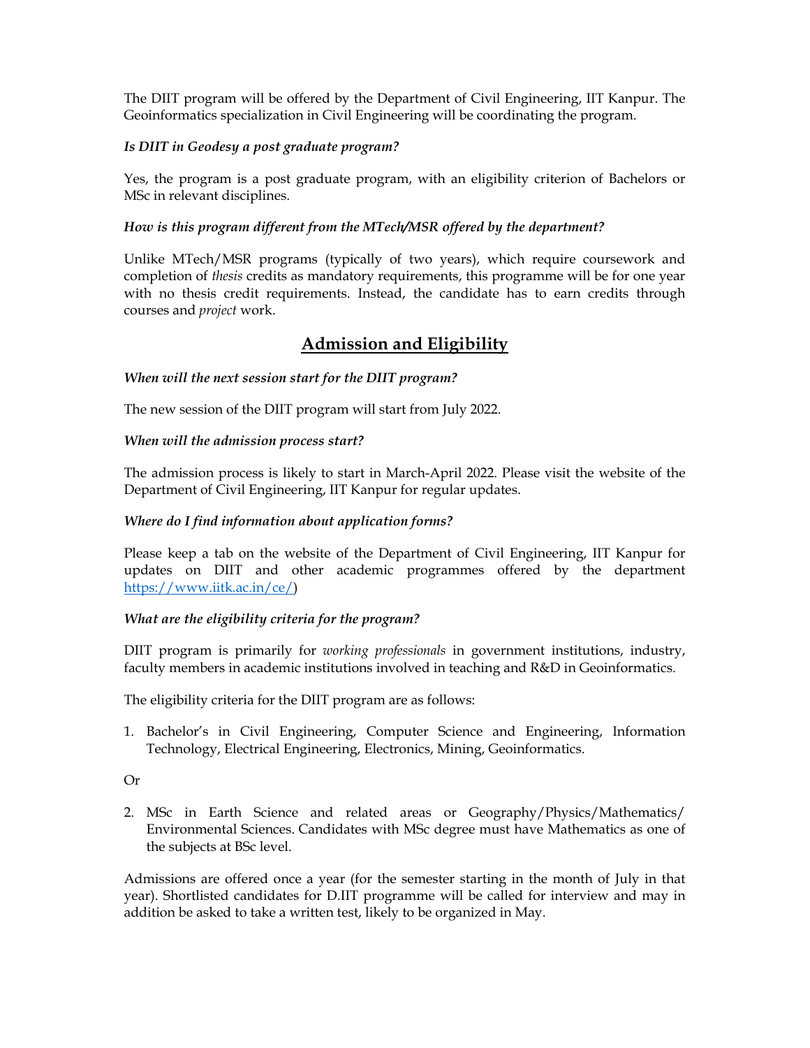The DIIT program will be offered by the Department of Civil Engineering, IIT Kanpur. The Geoinformatics specialization in Civil Engineering will be coordinating the program.

***Is DIIT in Geodesy a post graduate program?***

Yes, the program is a post graduate program, with an eligibility criterion of Bachelors or MSc in relevant disciplines.

***How is this program different from the MTech/MSR offered by the department?***

Unlike MTech/MSR programs (typically of two years), which require coursework and completion of *thesis* credits as mandatory requirements, this programme will be for one year with no thesis credit requirements. Instead, the candidate has to earn credits through courses and *project* work.

## Admission and Eligibility

***When will the next session start for the DIIT program?***

The new session of the DIIT program will start from July 2022.

***When will the admission process start?***

The admission process is likely to start in March-April 2022. Please visit the website of the Department of Civil Engineering, IIT Kanpur for regular updates.

***Where do I find information about application forms?***

Please keep a tab on the website of the Department of Civil Engineering, IIT Kanpur for updates on DIIT and other academic programmes offered by the department https://www.iitk.ac.in/ce/)

***What are the eligibility criteria for the program?***

DIIT program is primarily for *working professionals* in government institutions, industry, faculty members in academic institutions involved in teaching and R&D in Geoinformatics.

The eligibility criteria for the DIIT program are as follows:

1. Bachelor's in Civil Engineering, Computer Science and Engineering, Information Technology, Electrical Engineering, Electronics, Mining, Geoinformatics.

Or

2. MSc in Earth Science and related areas or Geography/Physics/Mathematics/ Environmental Sciences. Candidates with MSc degree must have Mathematics as one of the subjects at BSc level.

Admissions are offered once a year (for the semester starting in the month of July in that year). Shortlisted candidates for D.IIT programme will be called for interview and may in addition be asked to take a written test, likely to be organized in May.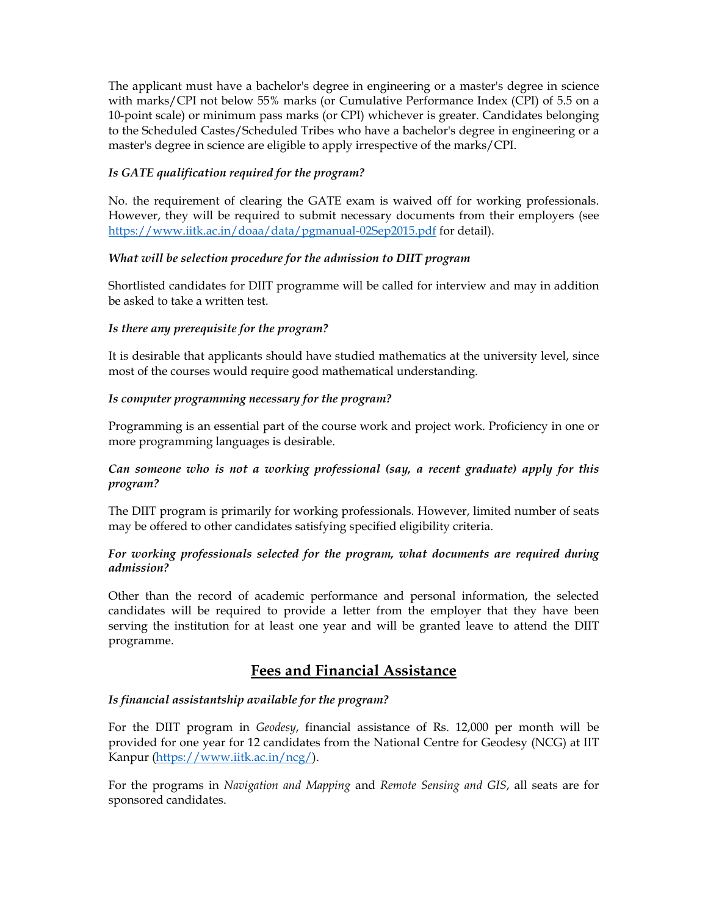The applicant must have a bachelor's degree in engineering or a master's degree in science with marks/CPI not below 55% marks (or Cumulative Performance Index (CPI) of 5.5 on a 10-point scale) or minimum pass marks (or CPI) whichever is greater. Candidates belonging to the Scheduled Castes/Scheduled Tribes who have a bachelor's degree in engineering or a master's degree in science are eligible to apply irrespective of the marks/CPI.

***Is GATE qualification required for the program?***

No. the requirement of clearing the GATE exam is waived off for working professionals. However, they will be required to submit necessary documents from their employers (see [https://www.iitk.ac.in/doaa/data/pgmanual-02Sep2015.pdf](https://www.iitk.ac.in/doaa/data/pgmanual-02Sep2015.pdf) for detail).

***What will be selection procedure for the admission to DIIT program***

Shortlisted candidates for DIIT programme will be called for interview and may in addition be asked to take a written test.

***Is there any prerequisite for the program?***

It is desirable that applicants should have studied mathematics at the university level, since most of the courses would require good mathematical understanding.

***Is computer programming necessary for the program?***

Programming is an essential part of the course work and project work. Proficiency in one or more programming languages is desirable.

***Can someone who is not a working professional (say, a recent graduate) apply for this program?***

The DIIT program is primarily for working professionals. However, limited number of seats may be offered to other candidates satisfying specified eligibility criteria.

***For working professionals selected for the program, what documents are required during admission?***

Other than the record of academic performance and personal information, the selected candidates will be required to provide a letter from the employer that they have been serving the institution for at least one year and will be granted leave to attend the DIIT programme.

## Fees and Financial Assistance

***Is financial assistantship available for the program?***

For the DIIT program in *Geodesy*, financial assistance of Rs. 12,000 per month will be provided for one year for 12 candidates from the National Centre for Geodesy (NCG) at IIT Kanpur ([https://www.iitk.ac.in/ncg/](https://www.iitk.ac.in/ncg/)).

For the programs in *Navigation and Mapping* and *Remote Sensing and GIS*, all seats are for sponsored candidates.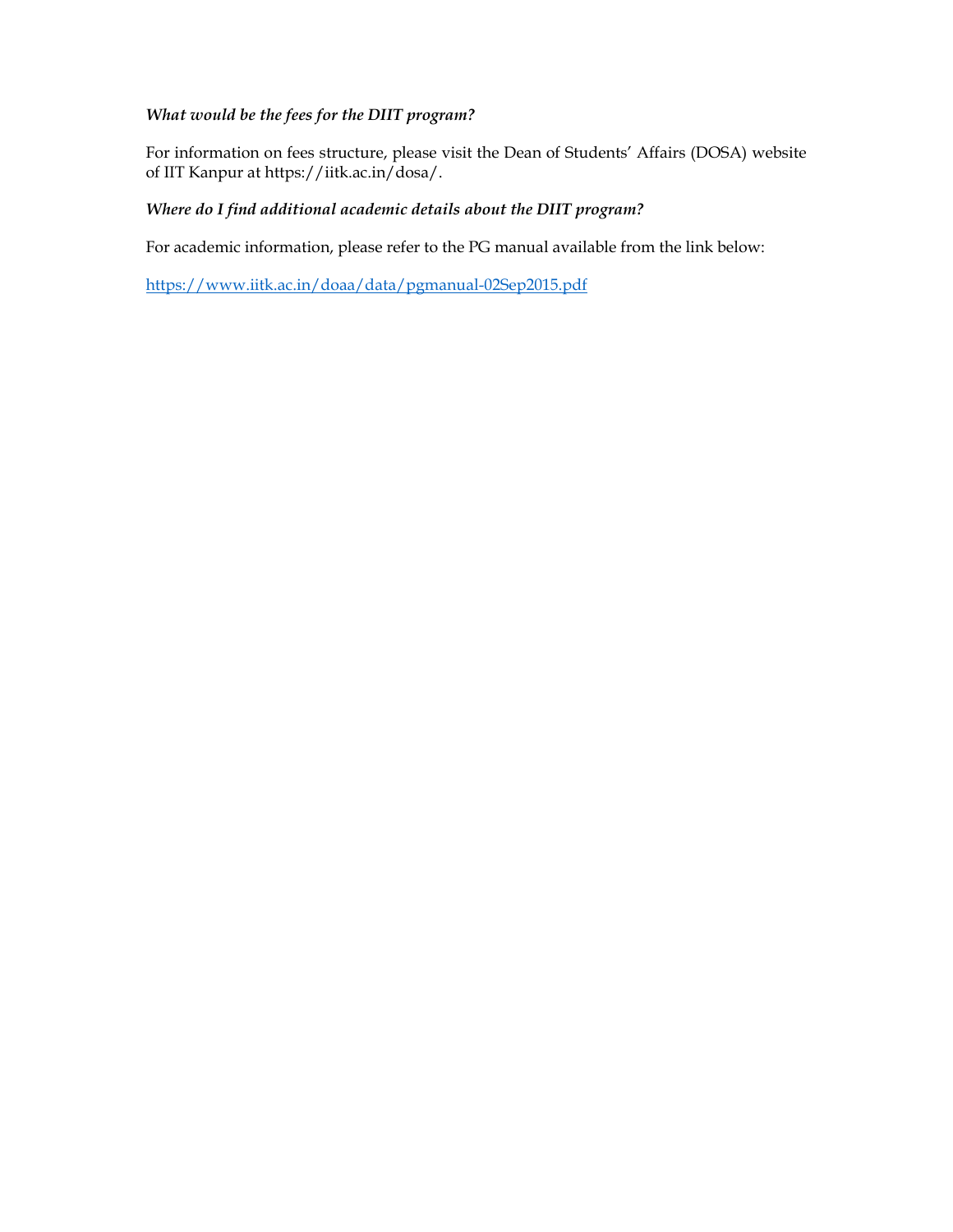*What would be the fees for the DIIT program?*

For information on fees structure, please visit the Dean of Students' Affairs (DOSA) website of IIT Kanpur at https://iitk.ac.in/dosa/.

*Where do I find additional academic details about the DIIT program?*

For academic information, please refer to the PG manual available from the link below:

https://www.iitk.ac.in/doaa/data/pgmanual-02Sep2015.pdf